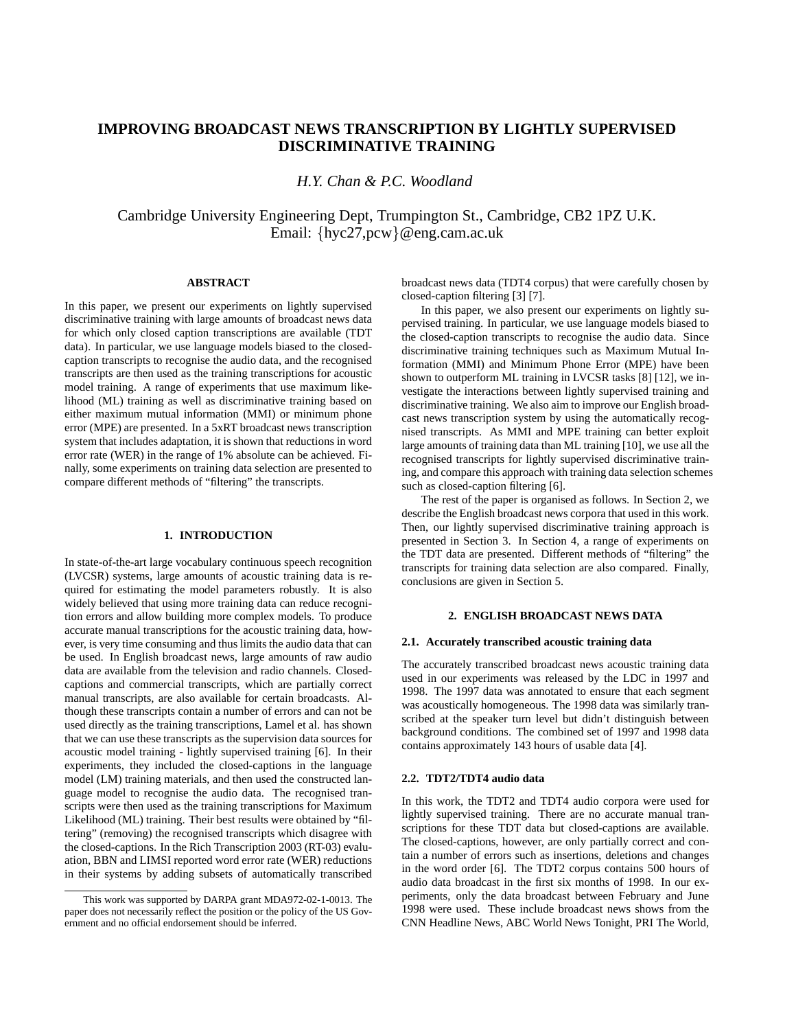# IMPROVING BROADCAST NEWS TRANSCRIPTION BY LIGHTLY SUPERVISED DISCRIMINATIVE TRAINING

*H.Y. Chan & P.C. Woodland*

Cambridge University Engineering Dept, Trumpington St., Cambridge, CB2 1PZ U.K.
Email: {hyc27,pcw}@eng.cam.ac.uk

## ABSTRACT

In this paper, we present our experiments on lightly supervised discriminative training with large amounts of broadcast news data for which only closed caption transcriptions are available (TDT data). In particular, we use language models biased to the closed-caption transcripts to recognise the audio data, and the recognised transcripts are then used as the training transcriptions for acoustic model training. A range of experiments that use maximum likelihood (ML) training as well as discriminative training based on either maximum mutual information (MMI) or minimum phone error (MPE) are presented. In a 5xRT broadcast news transcription system that includes adaptation, it is shown that reductions in word error rate (WER) in the range of 1% absolute can be achieved. Finally, some experiments on training data selection are presented to compare different methods of "filtering" the transcripts.

## 1. INTRODUCTION

In state-of-the-art large vocabulary continuous speech recognition (LVCSR) systems, large amounts of acoustic training data is required for estimating the model parameters robustly. It is also widely believed that using more training data can reduce recognition errors and allow building more complex models. To produce accurate manual transcriptions for the acoustic training data, however, is very time consuming and thus limits the audio data that can be used. In English broadcast news, large amounts of raw audio data are available from the television and radio channels. Closed-captions and commercial transcripts, which are partially correct manual transcripts, are also available for certain broadcasts. Although these transcripts contain a number of errors and can not be used directly as the training transcriptions, Lamel et al. has shown that we can use these transcripts as the supervision data sources for acoustic model training - lightly supervised training [6]. In their experiments, they included the closed-captions in the language model (LM) training materials, and then used the constructed language model to recognise the audio data. The recognised transcripts were then used as the training transcriptions for Maximum Likelihood (ML) training. Their best results were obtained by "filtering" (removing) the recognised transcripts which disagree with the closed-captions. In the Rich Transcription 2003 (RT-03) evaluation, BBN and LIMSI reported word error rate (WER) reductions in their systems by adding subsets of automatically transcribed broadcast news data (TDT4 corpus) that were carefully chosen by closed-caption filtering [3] [7].

In this paper, we also present our experiments on lightly supervised training. In particular, we use language models biased to the closed-caption transcripts to recognise the audio data. Since discriminative training techniques such as Maximum Mutual Information (MMI) and Minimum Phone Error (MPE) have been shown to outperform ML training in LVCSR tasks [8] [12], we investigate the interactions between lightly supervised training and discriminative training. We also aim to improve our English broadcast news transcription system by using the automatically recognised transcripts. As MMI and MPE training can better exploit large amounts of training data than ML training [10], we use all the recognised transcripts for lightly supervised discriminative training, and compare this approach with training data selection schemes such as closed-caption filtering [6].

The rest of the paper is organised as follows. In Section 2, we describe the English broadcast news corpora that used in this work. Then, our lightly supervised discriminative training approach is presented in Section 3. In Section 4, a range of experiments on the TDT data are presented. Different methods of "filtering" the transcripts for training data selection are also compared. Finally, conclusions are given in Section 5.

## 2. ENGLISH BROADCAST NEWS DATA

### 2.1. Accurately transcribed acoustic training data

The accurately transcribed broadcast news acoustic training data used in our experiments was released by the LDC in 1997 and 1998. The 1997 data was annotated to ensure that each segment was acoustically homogeneous. The 1998 data was similarly transcribed at the speaker turn level but didn't distinguish between background conditions. The combined set of 1997 and 1998 data contains approximately 143 hours of usable data [4].

### 2.2. TDT2/TDT4 audio data

In this work, the TDT2 and TDT4 audio corpora were used for lightly supervised training. There are no accurate manual transcriptions for these TDT data but closed-captions are available. The closed-captions, however, are only partially correct and contain a number of errors such as insertions, deletions and changes in the word order [6]. The TDT2 corpus contains 500 hours of audio data broadcast in the first six months of 1998. In our experiments, only the data broadcast between February and June 1998 were used. These include broadcast news shows from the CNN Headline News, ABC World News Tonight, PRI The World,

---

This work was supported by DARPA grant MDA972-02-1-0013. The paper does not necessarily reflect the position or the policy of the US Government and no official endorsement should be inferred.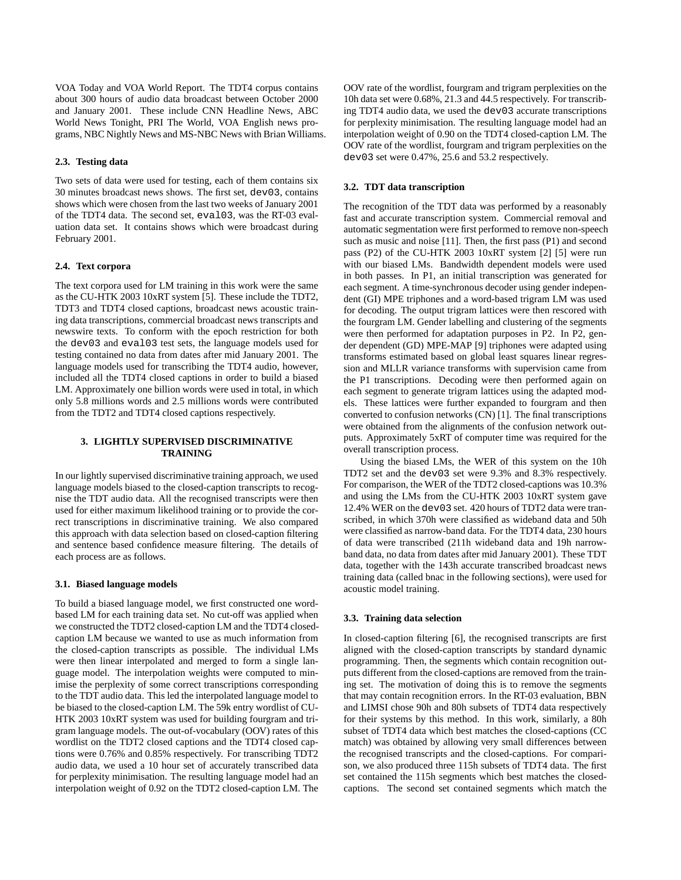VOA Today and VOA World Report. The TDT4 corpus contains about 300 hours of audio data broadcast between October 2000 and January 2001. These include CNN Headline News, ABC World News Tonight, PRI The World, VOA English news programs, NBC Nightly News and MS-NBC News with Brian Williams.

### 2.3. Testing data

Two sets of data were used for testing, each of them contains six 30 minutes broadcast news shows. The first set, `dev03`, contains shows which were chosen from the last two weeks of January 2001 of the TDT4 data. The second set, `eval03`, was the RT-03 evaluation data set. It contains shows which were broadcast during February 2001.

### 2.4. Text corpora

The text corpora used for LM training in this work were the same as the CU-HTK 2003 10xRT system [5]. These include the TDT2, TDT3 and TDT4 closed captions, broadcast news acoustic training data transcriptions, commercial broadcast news transcripts and newswire texts. To conform with the epoch restriction for both the `dev03` and `eval03` test sets, the language models used for testing contained no data from dates after mid January 2001. The language models used for transcribing the TDT4 audio, however, included all the TDT4 closed captions in order to build a biased LM. Approximately one billion words were used in total, in which only 5.8 millions words and 2.5 millions words were contributed from the TDT2 and TDT4 closed captions respectively.

## 3. LIGHTLY SUPERVISED DISCRIMINATIVE TRAINING

In our lightly supervised discriminative training approach, we used language models biased to the closed-caption transcripts to recognise the TDT audio data. All the recognised transcripts were then used for either maximum likelihood training or to provide the correct transcriptions in discriminative training. We also compared this approach with data selection based on closed-caption filtering and sentence based confidence measure filtering. The details of each process are as follows.

### 3.1. Biased language models

To build a biased language model, we first constructed one word-based LM for each training data set. No cut-off was applied when we constructed the TDT2 closed-caption LM and the TDT4 closed-caption LM because we wanted to use as much information from the closed-caption transcripts as possible. The individual LMs were then linear interpolated and merged to form a single language model. The interpolation weights were computed to minimise the perplexity of some correct transcriptions corresponding to the TDT audio data. This led the interpolated language model to be biased to the closed-caption LM. The 59k entry wordlist of CU-HTK 2003 10xRT system was used for building fourgram and trigram language models. The out-of-vocabulary (OOV) rates of this wordlist on the TDT2 closed captions and the TDT4 closed captions were 0.76% and 0.85% respectively. For transcribing TDT2 audio data, we used a 10 hour set of accurately transcribed data for perplexity minimisation. The resulting language model had an interpolation weight of 0.92 on the TDT2 closed-caption LM. The OOV rate of the wordlist, fourgram and trigram perplexities on the 10h data set were 0.68%, 21.3 and 44.5 respectively. For transcribing TDT4 audio data, we used the `dev03` accurate transcriptions for perplexity minimisation. The resulting language model had an interpolation weight of 0.90 on the TDT4 closed-caption LM. The OOV rate of the wordlist, fourgram and trigram perplexities on the `dev03` set were 0.47%, 25.6 and 53.2 respectively.

### 3.2. TDT data transcription

The recognition of the TDT data was performed by a reasonably fast and accurate transcription system. Commercial removal and automatic segmentation were first performed to remove non-speech such as music and noise [11]. Then, the first pass (P1) and second pass (P2) of the CU-HTK 2003 10xRT system [2] [5] were run with our biased LMs. Bandwidth dependent models were used in both passes. In P1, an initial transcription was generated for each segment. A time-synchronous decoder using gender independent (GI) MPE triphones and a word-based trigram LM was used for decoding. The output trigram lattices were then rescored with the fourgram LM. Gender labelling and clustering of the segments were then performed for adaptation purposes in P2. In P2, gender dependent (GD) MPE-MAP [9] triphones were adapted using transforms estimated based on global least squares linear regression and MLLR variance transforms with supervision came from the P1 transcriptions. Decoding were then performed again on each segment to generate trigram lattices using the adapted models. These lattices were further expanded to fourgram and then converted to confusion networks (CN) [1]. The final transcriptions were obtained from the alignments of the confusion network outputs. Approximately 5xRT of computer time was required for the overall transcription process.

Using the biased LMs, the WER of this system on the 10h TDT2 set and the `dev03` set were 9.3% and 8.3% respectively. For comparison, the WER of the TDT2 closed-captions was 10.3% and using the LMs from the CU-HTK 2003 10xRT system gave 12.4% WER on the `dev03` set. 420 hours of TDT2 data were transcribed, in which 370h were classified as wideband data and 50h were classified as narrow-band data. For the TDT4 data, 230 hours of data were transcribed (211h wideband data and 19h narrow-band data, no data from dates after mid January 2001). These TDT data, together with the 143h accurate transcribed broadcast news training data (called bnac in the following sections), were used for acoustic model training.

### 3.3. Training data selection

In closed-caption filtering [6], the recognised transcripts are first aligned with the closed-caption transcripts by standard dynamic programming. Then, the segments which contain recognition outputs different from the closed-captions are removed from the training set. The motivation of doing this is to remove the segments that may contain recognition errors. In the RT-03 evaluation, BBN and LIMSI chose 90h and 80h subsets of TDT4 data respectively for their systems by this method. In this work, similarly, a 80h subset of TDT4 data which best matches the closed-captions (CC match) was obtained by allowing very small differences between the recognised transcripts and the closed-captions. For comparison, we also produced three 115h subsets of TDT4 data. The first set contained the 115h segments which best matches the closed-captions. The second set contained segments which match the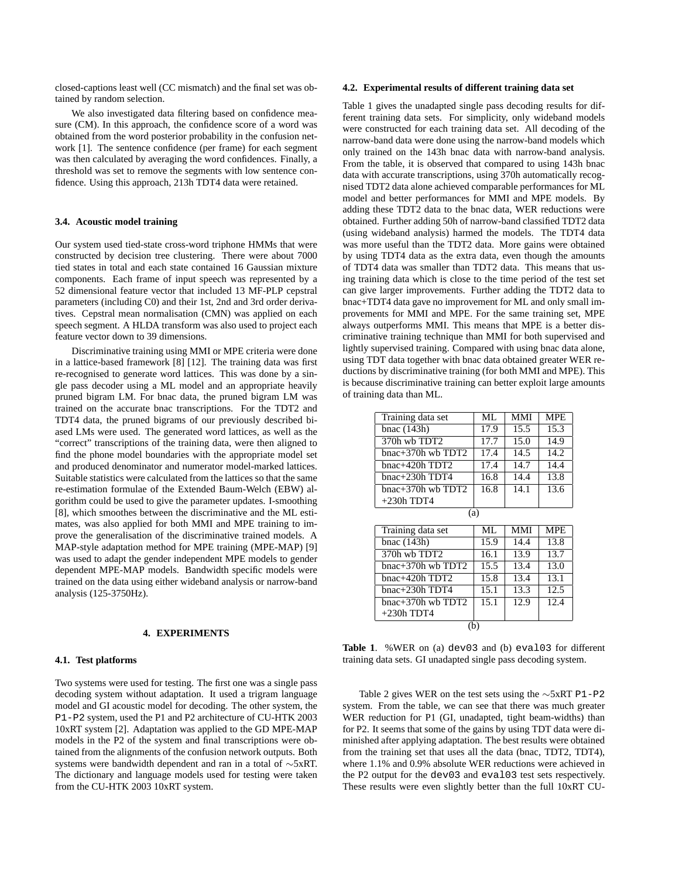closed-captions least well (CC mismatch) and the final set was obtained by random selection.

We also investigated data filtering based on confidence measure (CM). In this approach, the confidence score of a word was obtained from the word posterior probability in the confusion network [1]. The sentence confidence (per frame) for each segment was then calculated by averaging the word confidences. Finally, a threshold was set to remove the segments with low sentence confidence. Using this approach, 213h TDT4 data were retained.

### 3.4. Acoustic model training

Our system used tied-state cross-word triphone HMMs that were constructed by decision tree clustering. There were about 7000 tied states in total and each state contained 16 Gaussian mixture components. Each frame of input speech was represented by a 52 dimensional feature vector that included 13 MF-PLP cepstral parameters (including C0) and their 1st, 2nd and 3rd order derivatives. Cepstral mean normalisation (CMN) was applied on each speech segment. A HLDA transform was also used to project each feature vector down to 39 dimensions.

Discriminative training using MMI or MPE criteria were done in a lattice-based framework [8] [12]. The training data was first re-recognised to generate word lattices. This was done by a single pass decoder using a ML model and an appropriate heavily pruned bigram LM. For bnac data, the pruned bigram LM was trained on the accurate bnac transcriptions. For the TDT2 and TDT4 data, the pruned bigrams of our previously described biased LMs were used. The generated word lattices, as well as the "correct" transcriptions of the training data, were then aligned to find the phone model boundaries with the appropriate model set and produced denominator and numerator model-marked lattices. Suitable statistics were calculated from the lattices so that the same re-estimation formulae of the Extended Baum-Welch (EBW) algorithm could be used to give the parameter updates. I-smoothing [8], which smoothes between the discriminative and the ML estimates, was also applied for both MMI and MPE training to improve the generalisation of the discriminative trained models. A MAP-style adaptation method for MPE training (MPE-MAP) [9] was used to adapt the gender independent MPE models to gender dependent MPE-MAP models. Bandwidth specific models were trained on the data using either wideband analysis or narrow-band analysis (125-3750Hz).

## 4. EXPERIMENTS

### 4.1. Test platforms

Two systems were used for testing. The first one was a single pass decoding system without adaptation. It used a trigram language model and GI acoustic model for decoding. The other system, the `P1-P2` system, used the P1 and P2 architecture of CU-HTK 2003 10xRT system [2]. Adaptation was applied to the GD MPE-MAP models in the P2 of the system and final transcriptions were obtained from the alignments of the confusion network outputs. Both systems were bandwidth dependent and ran in a total of ~5xRT. The dictionary and language models used for testing were taken from the CU-HTK 2003 10xRT system.

### 4.2. Experimental results of different training data set

Table 1 gives the unadapted single pass decoding results for different training data sets. For simplicity, only wideband models were constructed for each training data set. All decoding of the narrow-band data were done using the narrow-band models which only trained on the 143h bnac data with narrow-band analysis. From the table, it is observed that compared to using 143h bnac data with accurate transcriptions, using 370h automatically recognised TDT2 data alone achieved comparable performances for ML model and better performances for MMI and MPE models. By adding these TDT2 data to the bnac data, WER reductions were obtained. Further adding 50h of narrow-band classified TDT2 data (using wideband analysis) harmed the models. The TDT4 data was more useful than the TDT2 data. More gains were obtained by using TDT4 data as the extra data, even though the amounts of TDT4 data was smaller than TDT2 data. This means that using training data which is close to the time period of the test set can give larger improvements. Further adding the TDT2 data to bnac+TDT4 data gave no improvement for ML and only small improvements for MMI and MPE. For the same training set, MPE always outperforms MMI. This means that MPE is a better discriminative training technique than MMI for both supervised and lightly supervised training. Compared with using bnac data alone, using TDT data together with bnac data obtained greater WER reductions by discriminative training (for both MMI and MPE). This is because discriminative training can better exploit large amounts of training data than ML.

| Training data set | ML | MMI | MPE |
|---|---|---|---|
| bnac (143h) | 17.9 | 15.5 | 15.3 |
| 370h wb TDT2 | 17.7 | 15.0 | 14.9 |
| bnac+370h wb TDT2 | 17.4 | 14.5 | 14.2 |
| bnac+420h TDT2 | 17.4 | 14.7 | 14.4 |
| bnac+230h TDT4 | 16.8 | 14.4 | 13.8 |
| bnac+370h wb TDT2 +230h TDT4 | 16.8 | 14.1 | 13.6 |

(a)

| Training data set | ML | MMI | MPE |
|---|---|---|---|
| bnac (143h) | 15.9 | 14.4 | 13.8 |
| 370h wb TDT2 | 16.1 | 13.9 | 13.7 |
| bnac+370h wb TDT2 | 15.5 | 13.4 | 13.0 |
| bnac+420h TDT2 | 15.8 | 13.4 | 13.1 |
| bnac+230h TDT4 | 15.1 | 13.3 | 12.5 |
| bnac+370h wb TDT2 +230h TDT4 | 15.1 | 12.9 | 12.4 |

(b)

**Table 1**. %WER on (a) `dev03` and (b) `eval03` for different training data sets. GI unadapted single pass decoding system.

Table 2 gives WER on the test sets using the ~5xRT `P1-P2` system. From the table, we can see that there was much greater WER reduction for P1 (GI, unadapted, tight beam-widths) than for P2. It seems that some of the gains by using TDT data were diminished after applying adaptation. The best results were obtained from the training set that uses all the data (bnac, TDT2, TDT4), where 1.1% and 0.9% absolute WER reductions were achieved in the P2 output for the `dev03` and `eval03` test sets respectively. These results were even slightly better than the full 10xRT CU-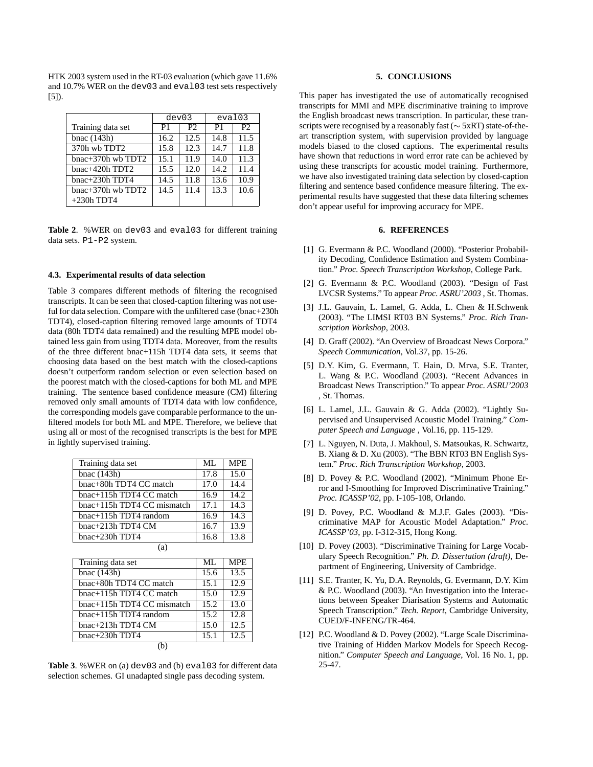HTK 2003 system used in the RT-03 evaluation (which gave 11.6% and 10.7% WER on the dev03 and eval03 test sets respectively [5]).

| Training data set | dev03 | | eval03 | |
|---|---|---|---|---|
| | P1 | P2 | P1 | P2 |
| bnac (143h) | 16.2 | 12.5 | 14.8 | 11.5 |
| 370h wb TDT2 | 15.8 | 12.3 | 14.7 | 11.8 |
| bnac+370h wb TDT2 | 15.1 | 11.9 | 14.0 | 11.3 |
| bnac+420h TDT2 | 15.5 | 12.0 | 14.2 | 11.4 |
| bnac+230h TDT4 | 14.5 | 11.8 | 13.6 | 10.9 |
| bnac+370h wb TDT2 +230h TDT4 | 14.5 | 11.4 | 13.3 | 10.6 |

**Table 2**. %WER on dev03 and eval03 for different training data sets. P1-P2 system.

### 4.3. Experimental results of data selection

Table 3 compares different methods of filtering the recognised transcripts. It can be seen that closed-caption filtering was not useful for data selection. Compare with the unfiltered case (bnac+230h TDT4), closed-caption filtering removed large amounts of TDT4 data (80h TDT4 data remained) and the resulting MPE model obtained less gain from using TDT4 data. Moreover, from the results of the three different bnac+115h TDT4 data sets, it seems that choosing data based on the best match with the closed-captions doesn't outperform random selection or even selection based on the poorest match with the closed-captions for both ML and MPE training. The sentence based confidence measure (CM) filtering removed only small amounts of TDT4 data with low confidence, the corresponding models gave comparable performance to the unfiltered models for both ML and MPE. Therefore, we believe that using all or most of the recognised transcripts is the best for MPE in lightly supervised training.

| Training data set | ML | MPE |
|---|---|---|
| bnac (143h) | 17.8 | 15.0 |
| bnac+80h TDT4 CC match | 17.0 | 14.4 |
| bnac+115h TDT4 CC match | 16.9 | 14.2 |
| bnac+115h TDT4 CC mismatch | 17.1 | 14.3 |
| bnac+115h TDT4 random | 16.9 | 14.3 |
| bnac+213h TDT4 CM | 16.7 | 13.9 |
| bnac+230h TDT4 | 16.8 | 13.8 |

(a)

| Training data set | ML | MPE |
|---|---|---|
| bnac (143h) | 15.6 | 13.5 |
| bnac+80h TDT4 CC match | 15.1 | 12.9 |
| bnac+115h TDT4 CC match | 15.0 | 12.9 |
| bnac+115h TDT4 CC mismatch | 15.2 | 13.0 |
| bnac+115h TDT4 random | 15.2 | 12.8 |
| bnac+213h TDT4 CM | 15.0 | 12.5 |
| bnac+230h TDT4 | 15.1 | 12.5 |

(b)

**Table 3**. %WER on (a) dev03 and (b) eval03 for different data selection schemes. GI unadapted single pass decoding system.

## 5. CONCLUSIONS

This paper has investigated the use of automatically recognised transcripts for MMI and MPE discriminative training to improve the English broadcast news transcription. In particular, these transcripts were recognised by a reasonably fast ($\sim$ 5xRT) state-of-the-art transcription system, with supervision provided by language models biased to the closed captions. The experimental results have shown that reductions in word error rate can be achieved by using these transcripts for acoustic model training. Furthermore, we have also investigated training data selection by closed-caption filtering and sentence based confidence measure filtering. The experimental results have suggested that these data filtering schemes don't appear useful for improving accuracy for MPE.

## 6. REFERENCES

[1] G. Evermann & P.C. Woodland (2000). "Posterior Probability Decoding, Confidence Estimation and System Combination." *Proc. Speech Transcription Workshop*, College Park.

[2] G. Evermann & P.C. Woodland (2003). "Design of Fast LVCSR Systems." To appear *Proc. ASRU'2003* , St. Thomas.

[3] J.L. Gauvain, L. Lamel, G. Adda, L. Chen & H.Schwenk (2003). "The LIMSI RT03 BN Systems." *Proc. Rich Transcription Workshop*, 2003.

[4] D. Graff (2002). "An Overview of Broadcast News Corpora." *Speech Communication*, Vol.37, pp. 15-26.

[5] D.Y. Kim, G. Evermann, T. Hain, D. Mrva, S.E. Tranter, L. Wang & P.C. Woodland (2003). "Recent Advances in Broadcast News Transcription." To appear *Proc. ASRU'2003* , St. Thomas.

[6] L. Lamel, J.L. Gauvain & G. Adda (2002). "Lightly Supervised and Unsupervised Acoustic Model Training." *Computer Speech and Language* , Vol.16, pp. 115-129.

[7] L. Nguyen, N. Duta, J. Makhoul, S. Matsoukas, R. Schwartz, B. Xiang & D. Xu (2003). "The BBN RT03 BN English System." *Proc. Rich Transcription Workshop*, 2003.

[8] D. Povey & P.C. Woodland (2002). "Minimum Phone Error and I-Smoothing for Improved Discriminative Training." *Proc. ICASSP'02*, pp. I-105-108, Orlando.

[9] D. Povey, P.C. Woodland & M.J.F. Gales (2003). "Discriminative MAP for Acoustic Model Adaptation." *Proc. ICASSP'03*, pp. I-312-315, Hong Kong.

[10] D. Povey (2003). "Discriminative Training for Large Vocabulary Speech Recognition." *Ph. D. Dissertation (draft)*, Department of Engineering, University of Cambridge.

[11] S.E. Tranter, K. Yu, D.A. Reynolds, G. Evermann, D.Y. Kim & P.C. Woodland (2003). "An Investigation into the Interactions between Speaker Diarisation Systems and Automatic Speech Transcription." *Tech. Report*, Cambridge University, CUED/F-INFENG/TR-464.

[12] P.C. Woodland & D. Povey (2002). "Large Scale Discriminative Training of Hidden Markov Models for Speech Recognition." *Computer Speech and Language*, Vol. 16 No. 1, pp. 25-47.